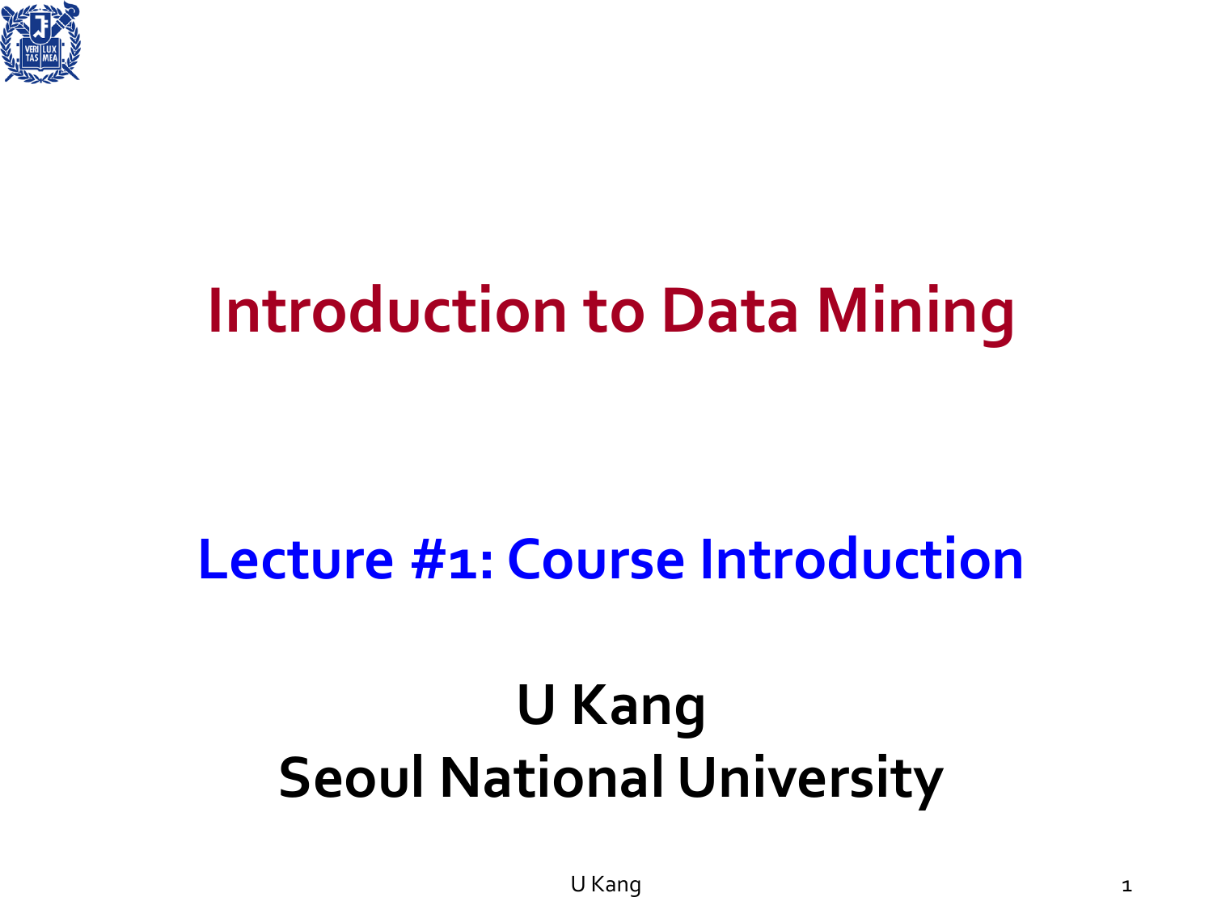# Introduction to Data Mining

## Lecture #1: Course Introduction

**U Kang**
**Seoul National University**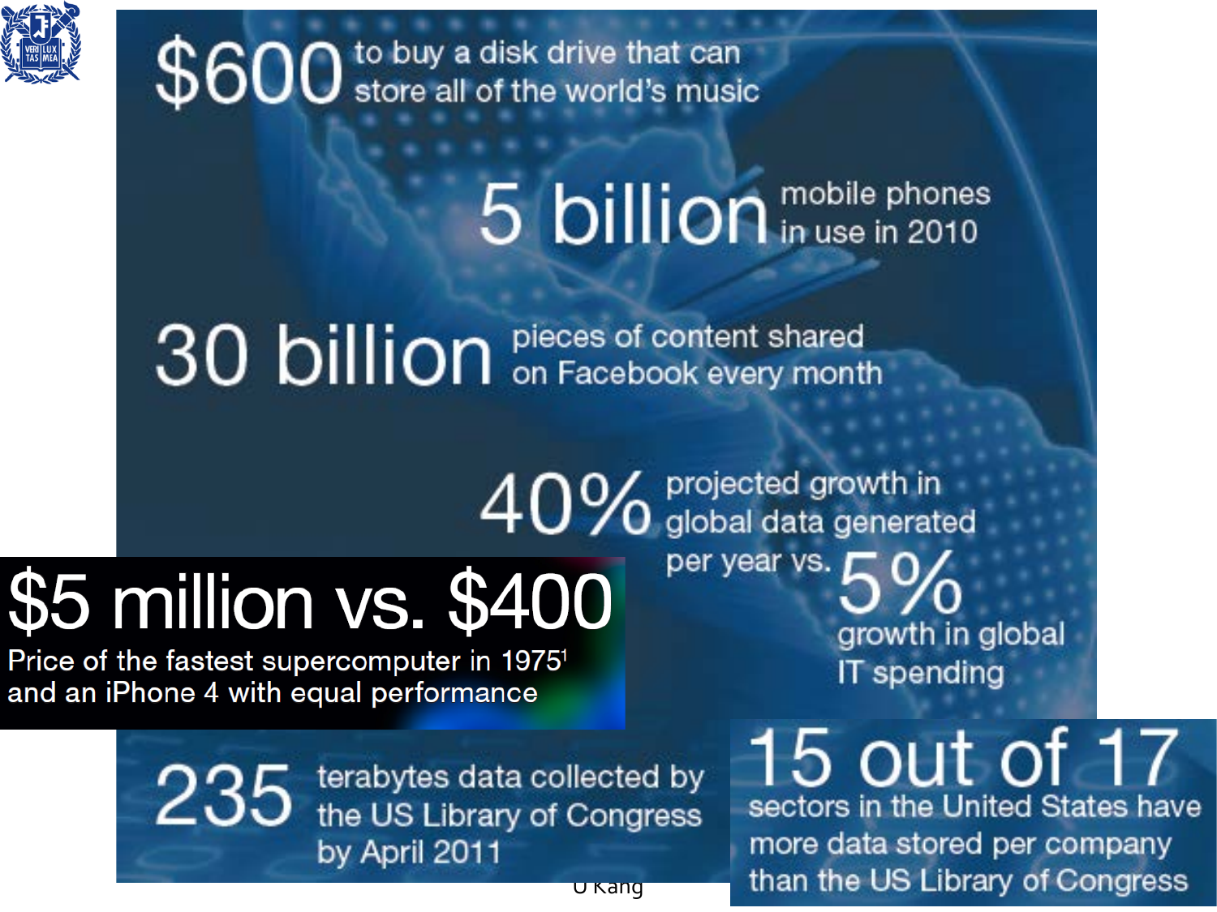**$600** to buy a disk drive that can store all of the world's music

**5 billion** mobile phones in use in 2010

**30 billion** pieces of content shared on Facebook every month

**40%** projected growth in global data generated per year vs. **5%** growth in global IT spending

**$5 million vs. $400**
Price of the fastest supercomputer in 1975[1] and an iPhone 4 with equal performance

**235** terabytes data collected by the US Library of Congress by April 2011

**15 out of 17** sectors in the United States have more data stored per company than the US Library of Congress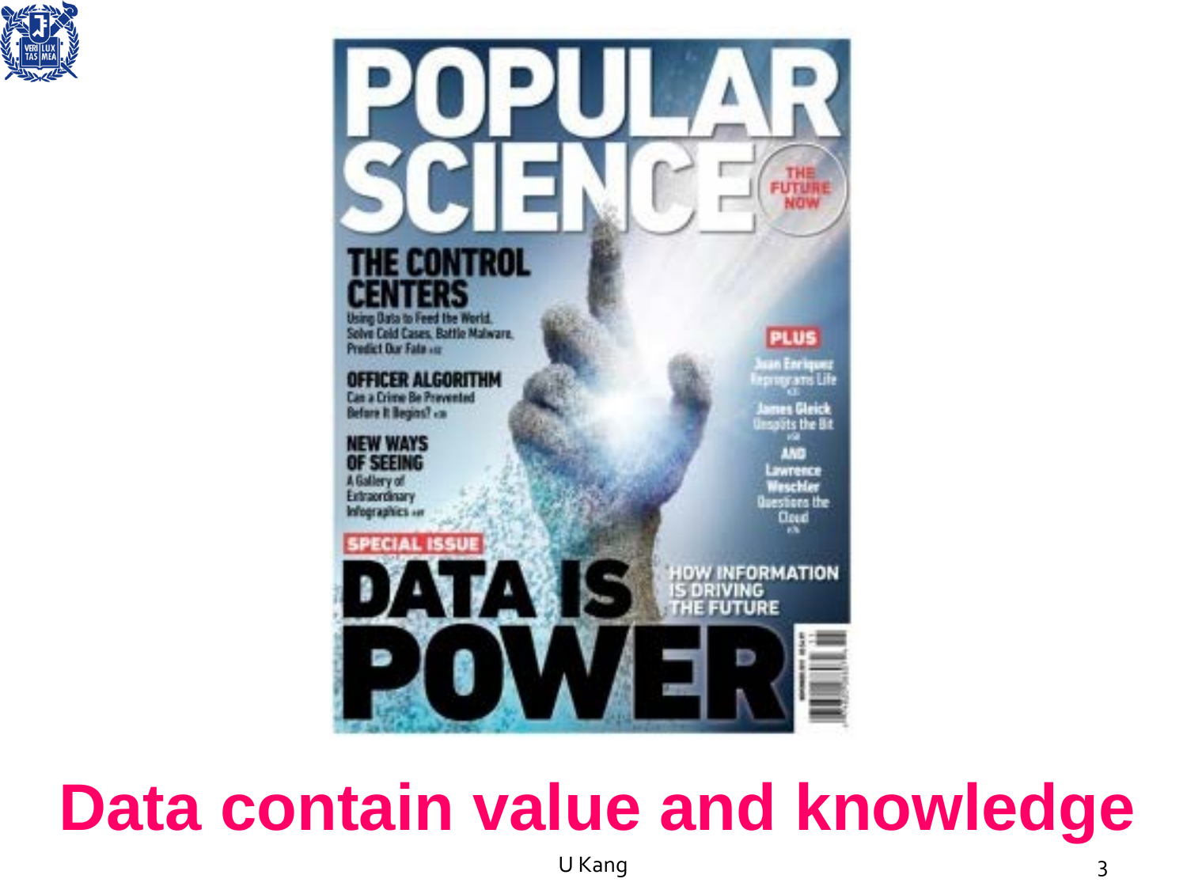Data contain value and knowledge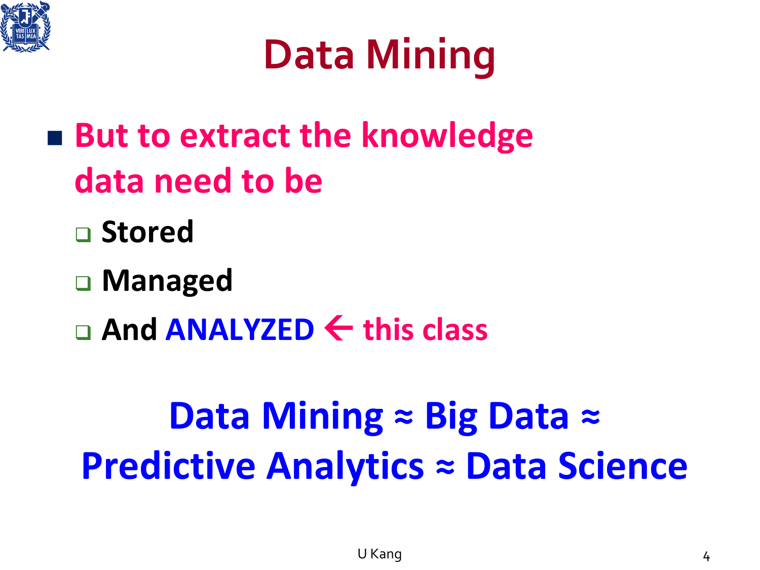# Data Mining

- **But to extract the knowledge data need to be**
  - **Stored**
  - **Managed**
  - **And ANALYZED ← this class**

**Data Mining ≈ Big Data ≈ Predictive Analytics ≈ Data Science**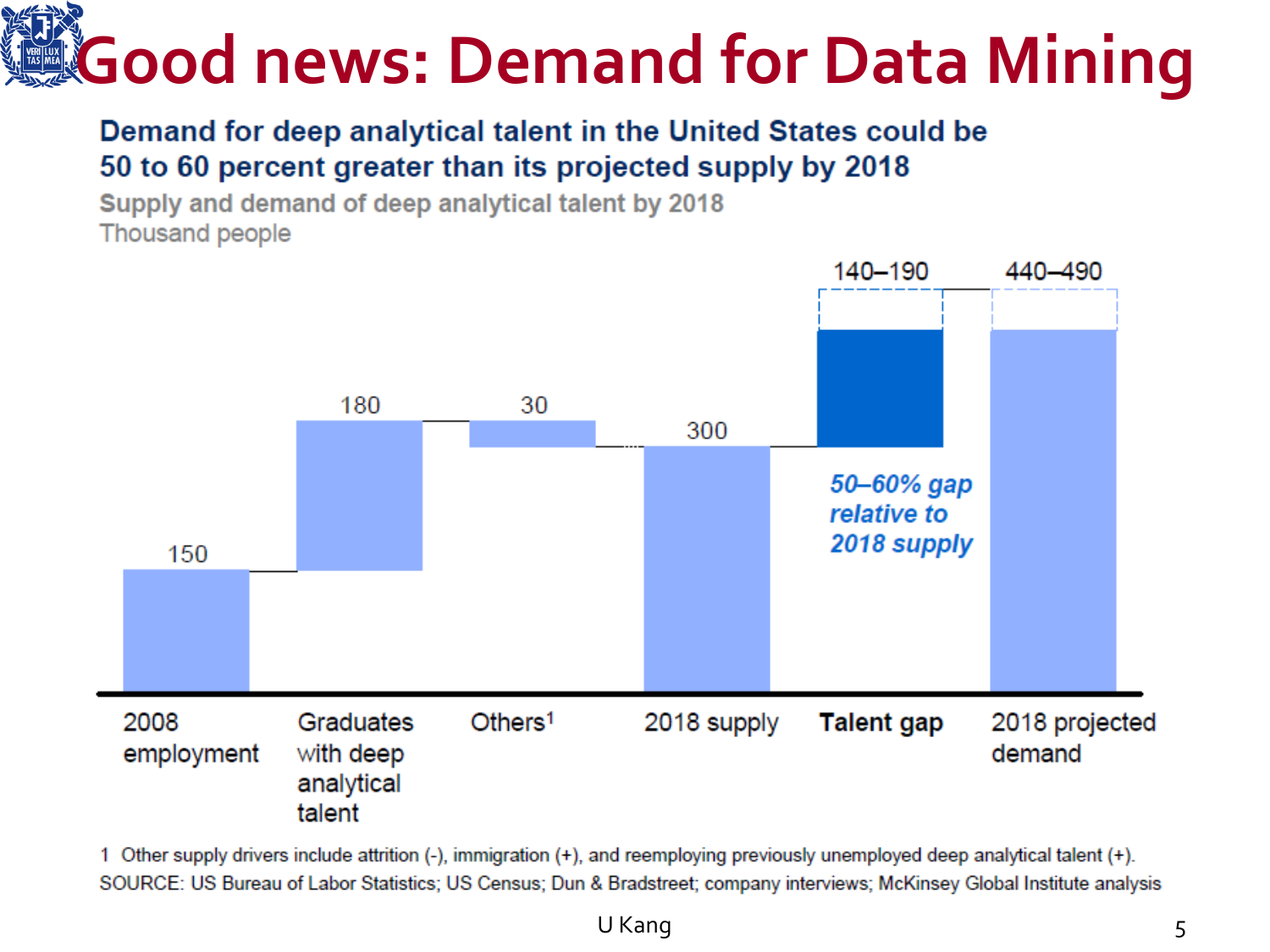# Good news: Demand for Data Mining

**Demand for deep analytical talent in the United States could be 50 to 60 percent greater than its projected supply by 2018**

Supply and demand of deep analytical talent by 2018

Thousand people

| 2008 employment | Graduates with deep analytical talent | Others[1] | 2018 supply | **Talent gap** | 2018 projected demand |
|---|---|---|---|---|---|
| 150 | 180 | 30 | 300 | 140–190 | 440–490 |

*50–60% gap relative to 2018 supply*

1 Other supply drivers include attrition (-), immigration (+), and reemploying previously unemployed deep analytical talent (+).

SOURCE: US Bureau of Labor Statistics; US Census; Dun & Bradstreet; company interviews; McKinsey Global Institute analysis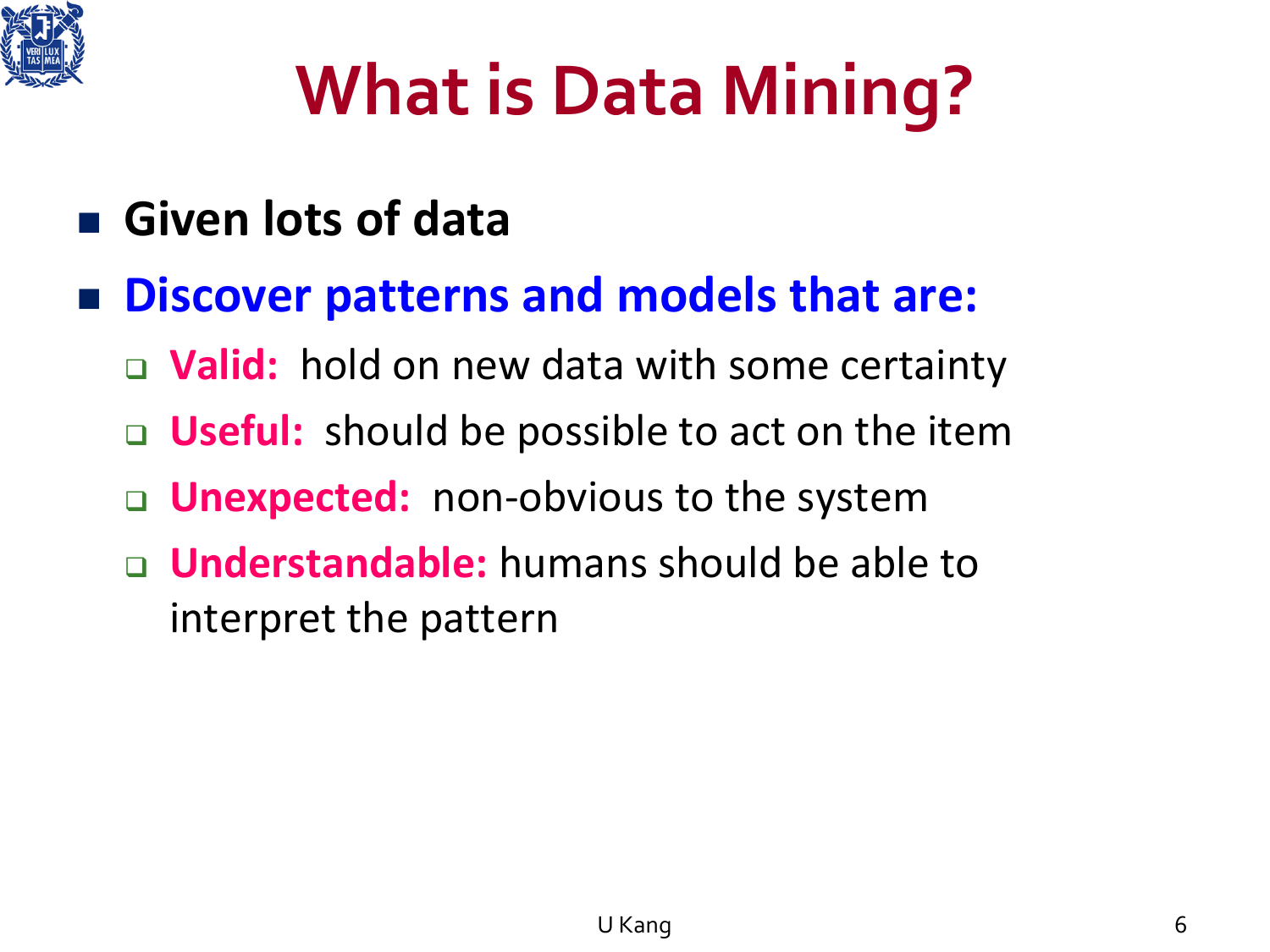# What is Data Mining?

- **Given lots of data**
- **Discover patterns and models that are:**
  - **Valid:** hold on new data with some certainty
  - **Useful:** should be possible to act on the item
  - **Unexpected:** non-obvious to the system
  - **Understandable:** humans should be able to interpret the pattern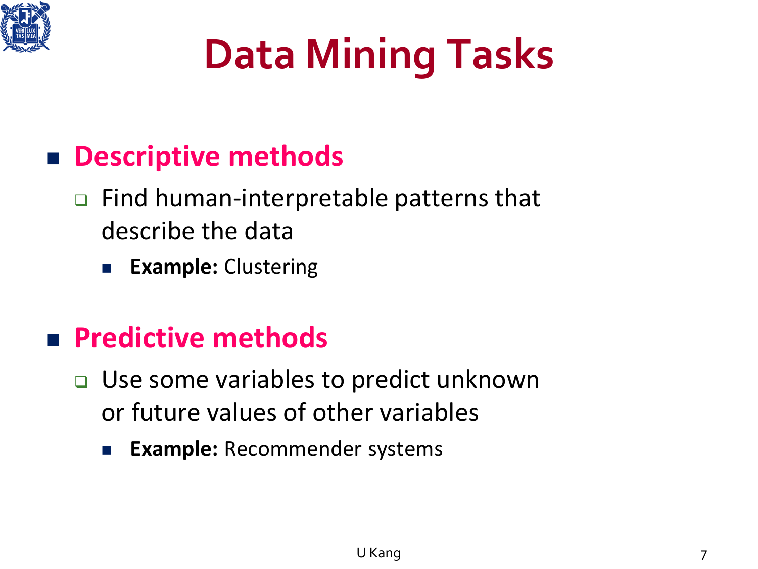# Data Mining Tasks

- **Descriptive methods**
  - Find human-interpretable patterns that describe the data
    - **Example:** Clustering

- **Predictive methods**
  - Use some variables to predict unknown or future values of other variables
    - **Example:** Recommender systems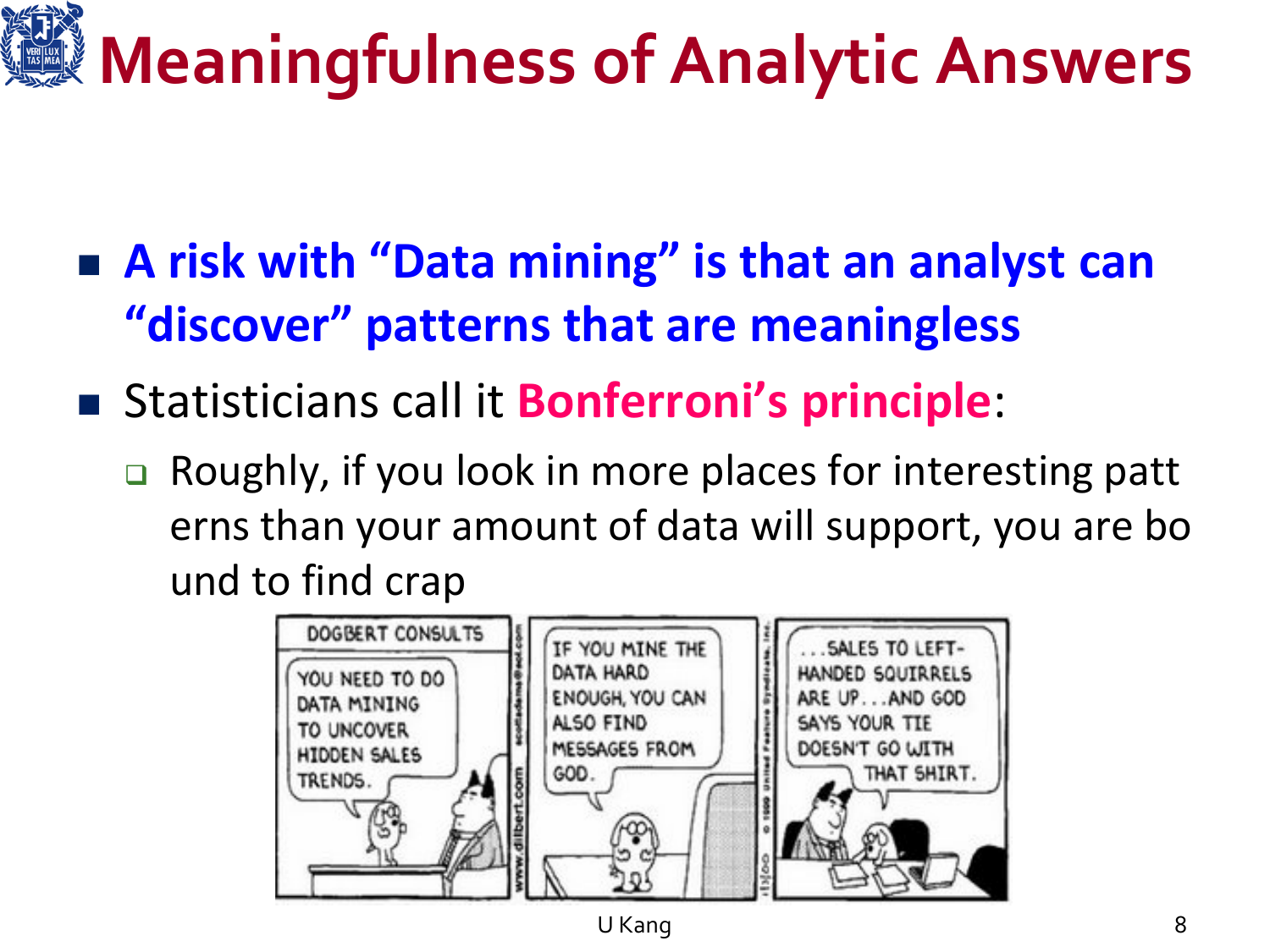# Meaningfulness of Analytic Answers

- **A risk with "Data mining" is that an analyst can "discover" patterns that are meaningless**
- Statisticians call it **Bonferroni's principle**:
  - Roughly, if you look in more places for interesting patterns than your amount of data will support, you are bound to find crap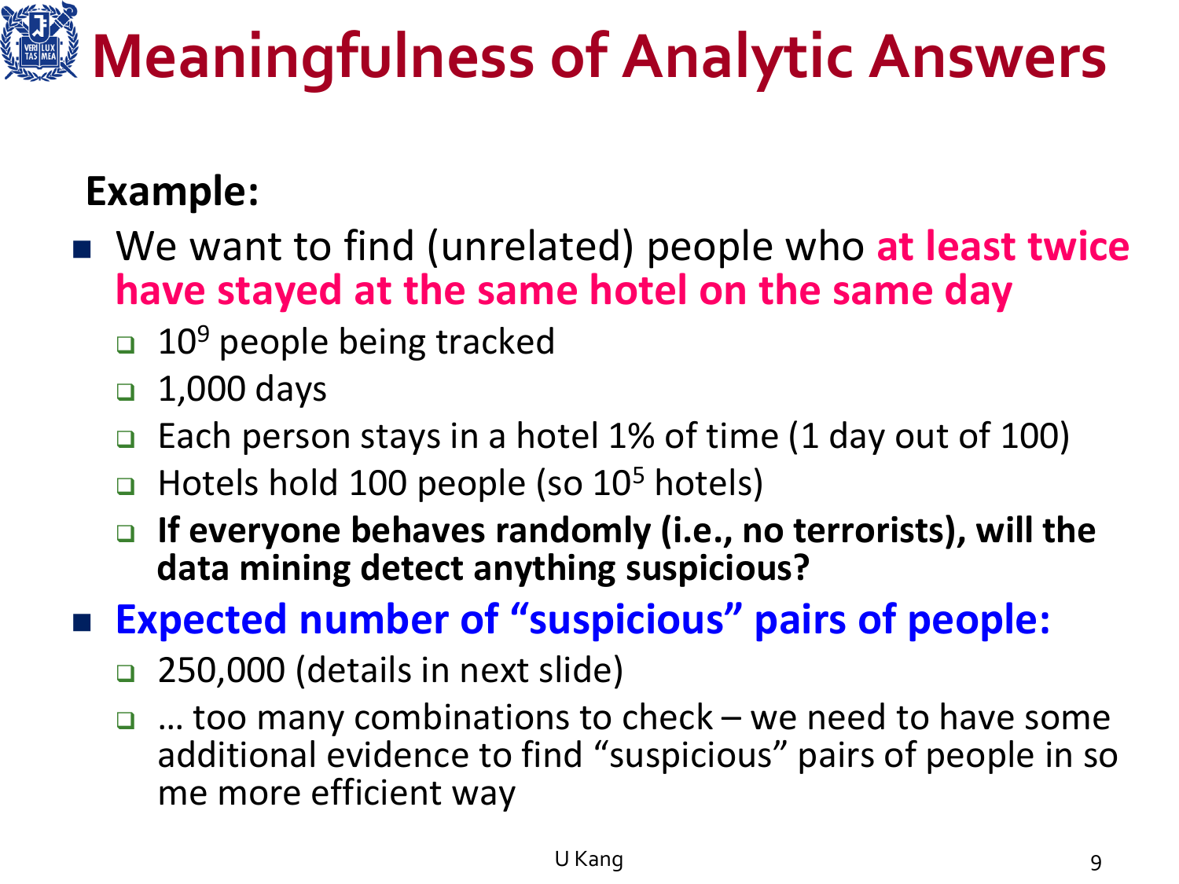# Meaningfulness of Analytic Answers

**Example:**

- We want to find (unrelated) people who **at least twice have stayed at the same hotel on the same day**
  - $10^9$ people being tracked
  - 1,000 days
  - Each person stays in a hotel 1% of time (1 day out of 100)
  - Hotels hold 100 people (so $10^5$ hotels)
  - **If everyone behaves randomly (i.e., no terrorists), will the data mining detect anything suspicious?**
- **Expected number of "suspicious" pairs of people:**
  - 250,000 (details in next slide)
  - … too many combinations to check – we need to have some additional evidence to find "suspicious" pairs of people in so me more efficient way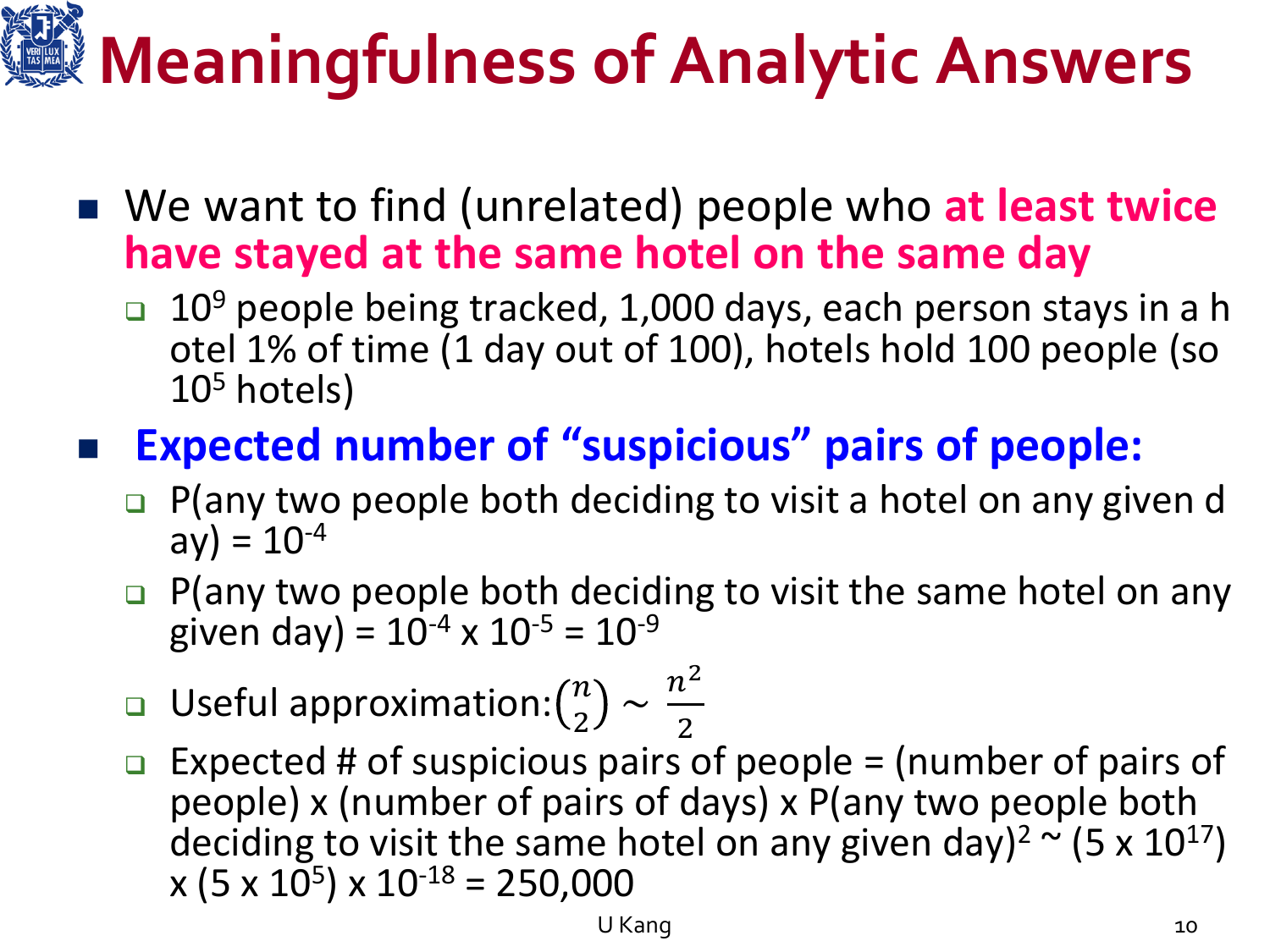# Meaningfulness of Analytic Answers

- We want to find (unrelated) people who **at least twice have stayed at the same hotel on the same day**
  - $10^9$ people being tracked, 1,000 days, each person stays in a hotel 1% of time (1 day out of 100), hotels hold 100 people (so $10^5$ hotels)
- **Expected number of "suspicious" pairs of people:**
  - P(any two people both deciding to visit a hotel on any given day) = $10^{-4}$
  - P(any two people both deciding to visit the same hotel on any given day) = $10^{-4} \times 10^{-5} = 10^{-9}$
  - Useful approximation: $\binom{n}{2} \sim \frac{n^2}{2}$
  - Expected # of suspicious pairs of people = (number of pairs of people) x (number of pairs of days) x P(any two people both deciding to visit the same hotel on any given day)$^2$ ~ $(5 \times 10^{17}) \times (5 \times 10^{5}) \times 10^{-18} = 250{,}000$

U Kang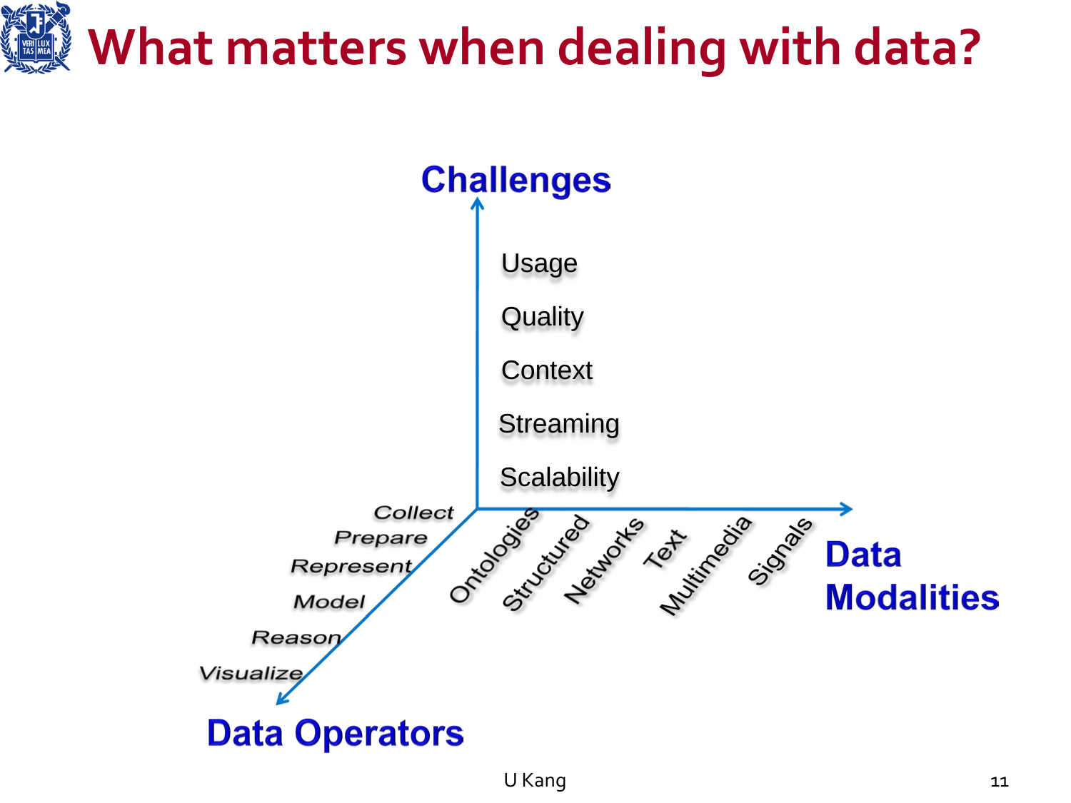# What matters when dealing with data?

**Challenges**

- Usage
- Quality
- Context
- Streaming
- Scalability

**Data Modalities**

- Ontologies
- Structured
- Networks
- Text
- Multimedia
- Signals

**Data Operators**

- Collect
- Prepare
- Represent
- Model
- Reason
- Visualize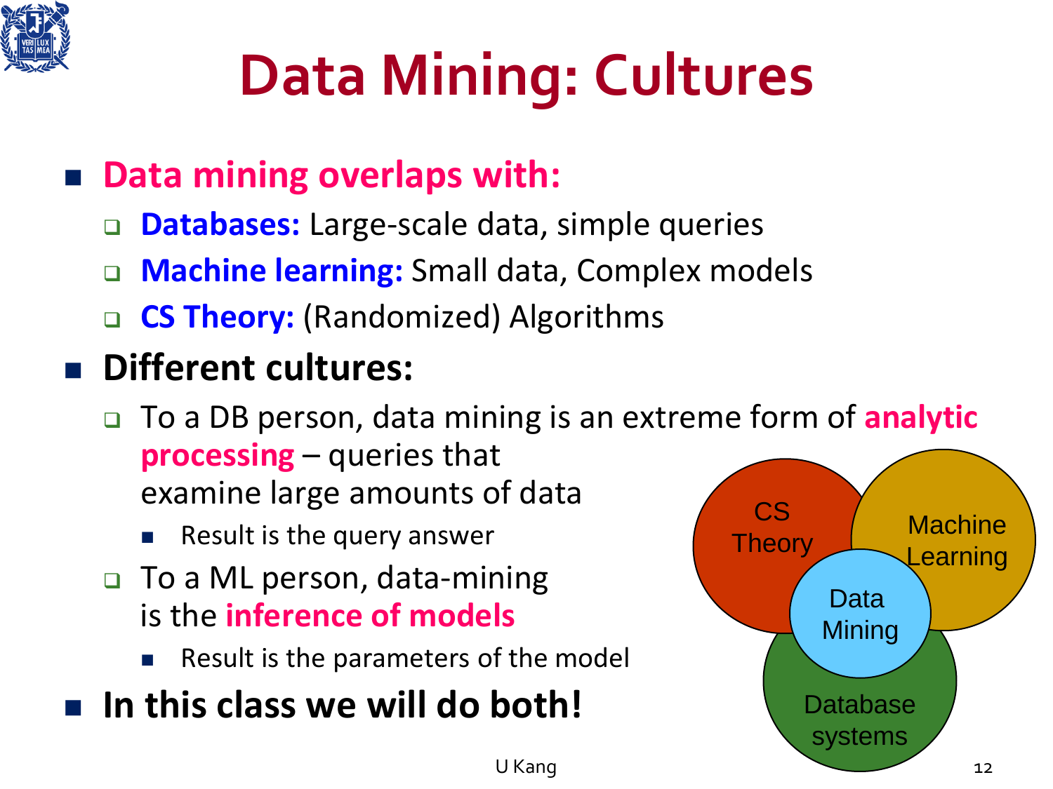# Data Mining: Cultures

- **Data mining overlaps with:**
  - **Databases:** Large-scale data, simple queries
  - **Machine learning:** Small data, Complex models
  - **CS Theory:** (Randomized) Algorithms
- **Different cultures:**
  - To a DB person, data mining is an extreme form of **analytic processing** – queries that examine large amounts of data
    - Result is the query answer
  - To a ML person, data-mining is the **inference of models**
    - Result is the parameters of the model
- **In this class we will do both!**

CS Theory

Machine Learning

Data Mining

Database systems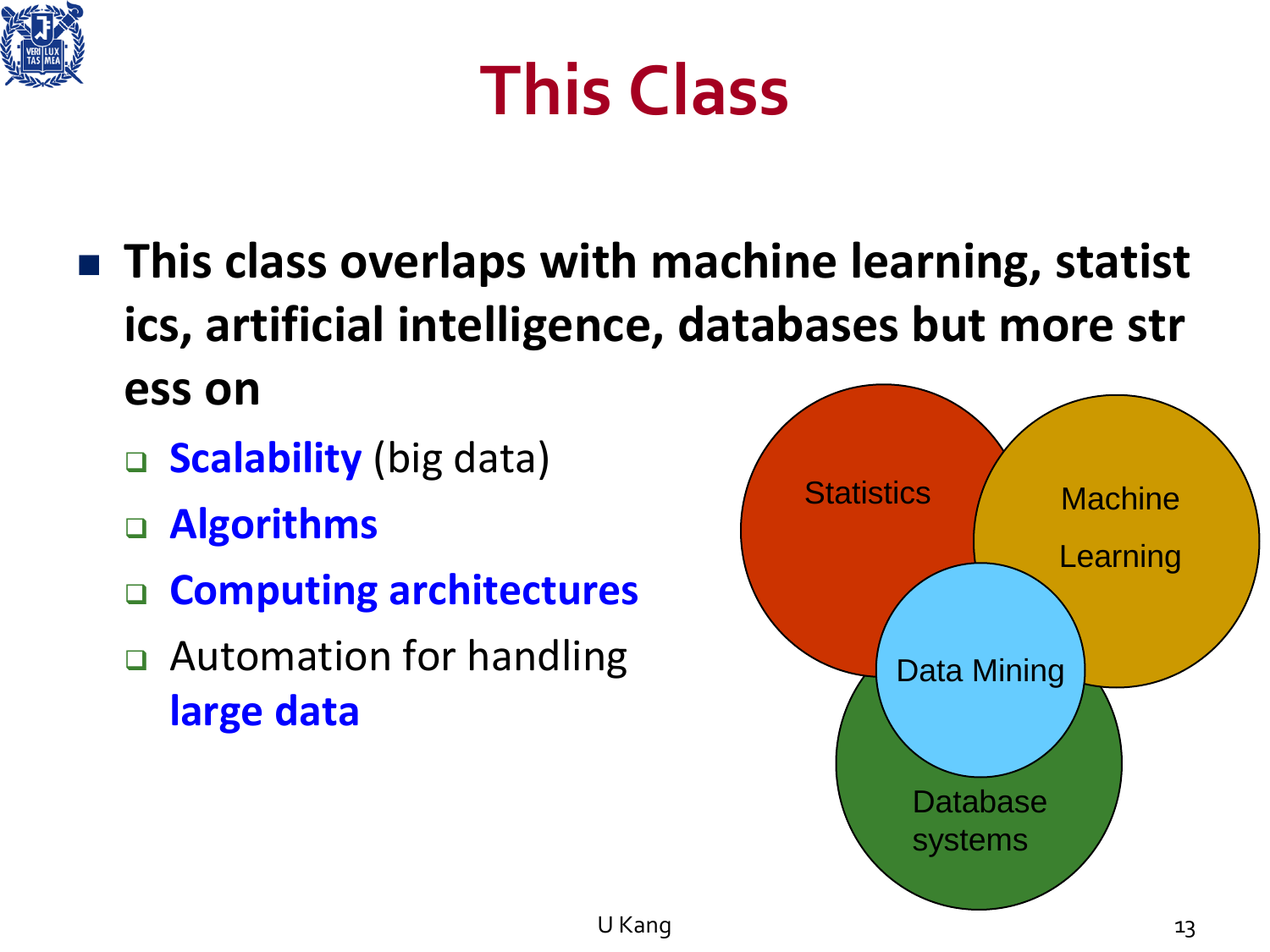# This Class

- **This class overlaps with machine learning, statistics, artificial intelligence, databases but more stress on**
  - **Scalability** (big data)
  - **Algorithms**
  - **Computing architectures**
  - Automation for handling **large data**

Statistics

Machine Learning

Data Mining

Database systems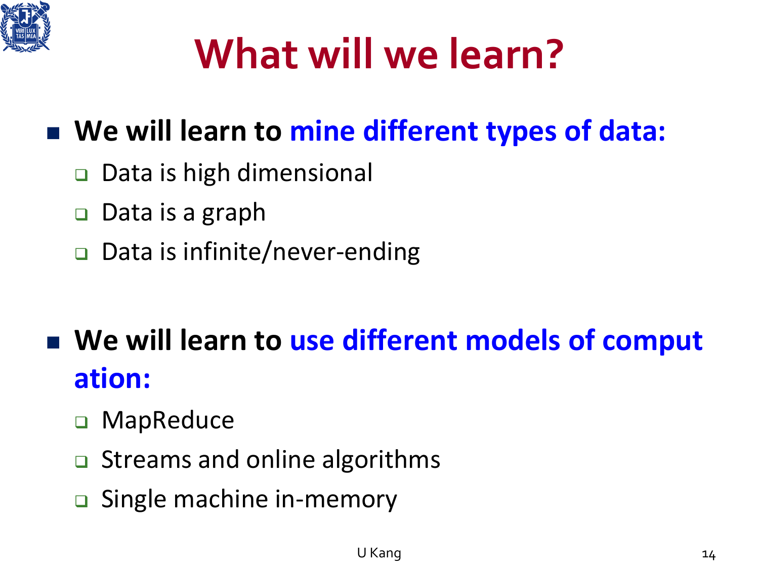# What will we learn?

- **We will learn to mine different types of data:**
  - Data is high dimensional
  - Data is a graph
  - Data is infinite/never-ending

- **We will learn to use different models of computation:**
  - MapReduce
  - Streams and online algorithms
  - Single machine in-memory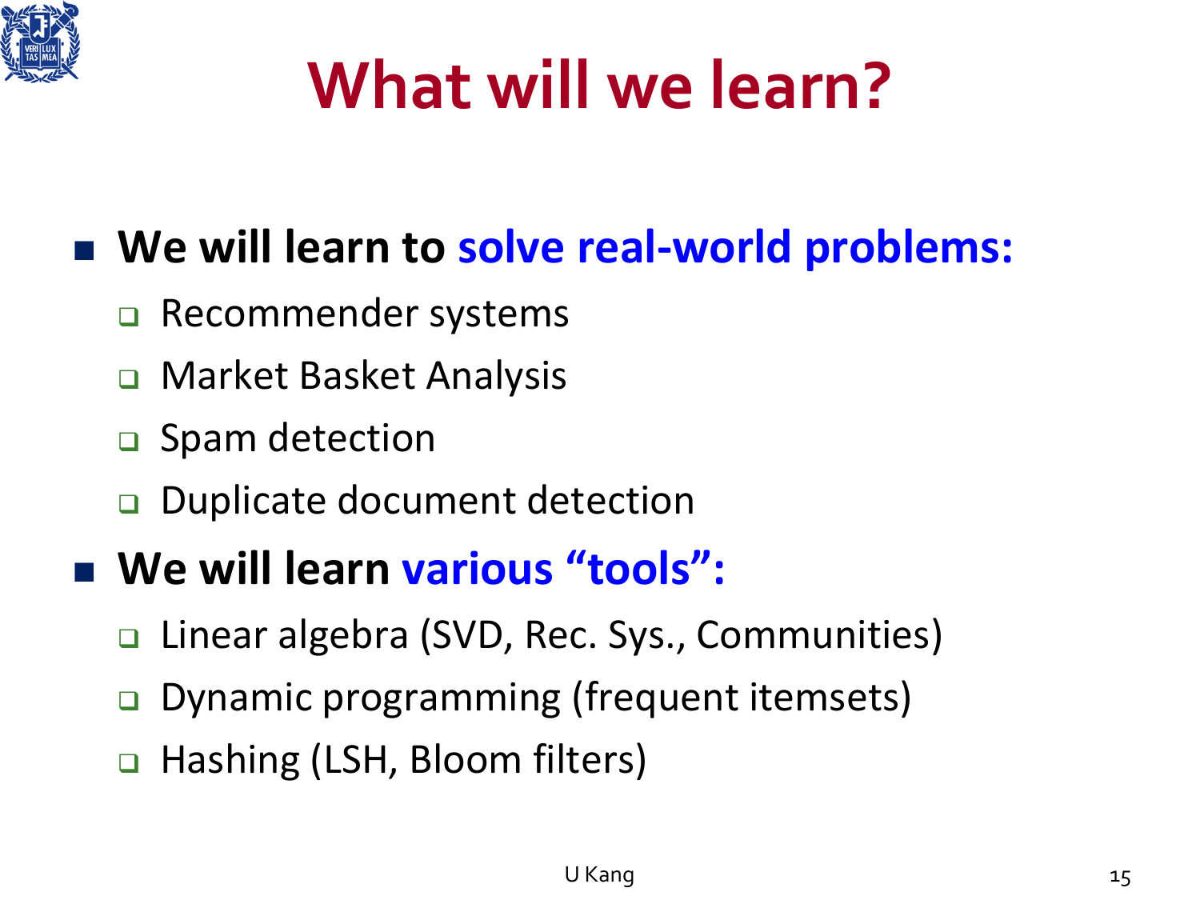# What will we learn?

- **We will learn to solve real-world problems:**
  - Recommender systems
  - Market Basket Analysis
  - Spam detection
  - Duplicate document detection
- **We will learn various "tools":**
  - Linear algebra (SVD, Rec. Sys., Communities)
  - Dynamic programming (frequent itemsets)
  - Hashing (LSH, Bloom filters)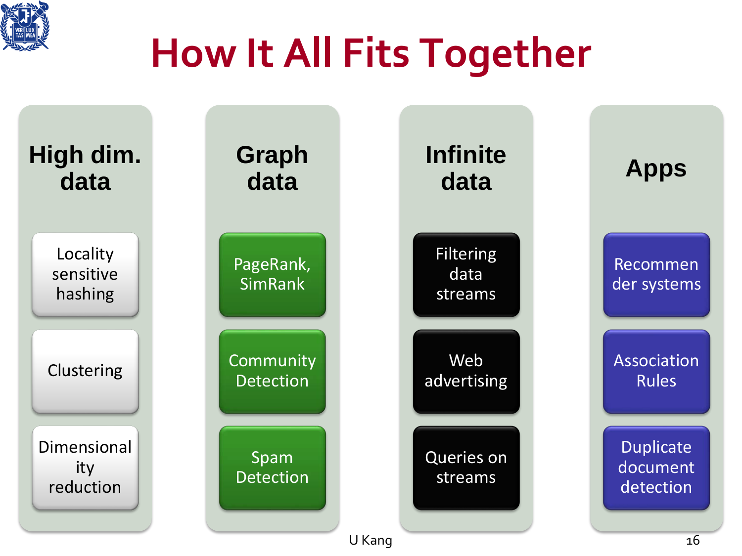# How It All Fits Together

| High dim. data | Graph data | Infinite data | Apps |
| --- | --- | --- | --- |
| Locality sensitive hashing | PageRank, SimRank | Filtering data streams | Recommender systems |
| Clustering | Community Detection | Web advertising | Association Rules |
| Dimensionality reduction | Spam Detection | Queries on streams | Duplicate document detection |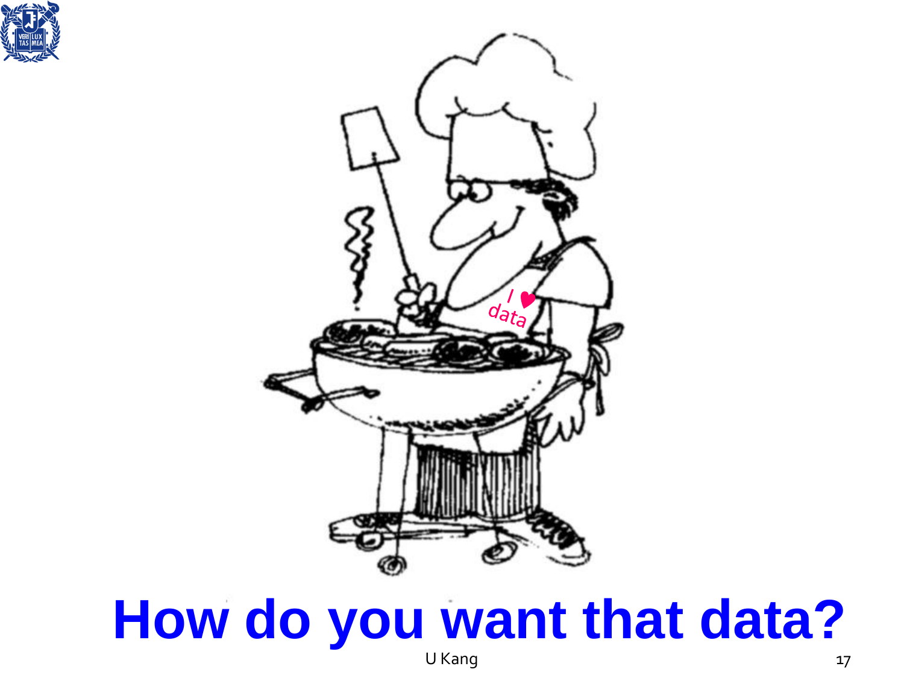# How do you want that data?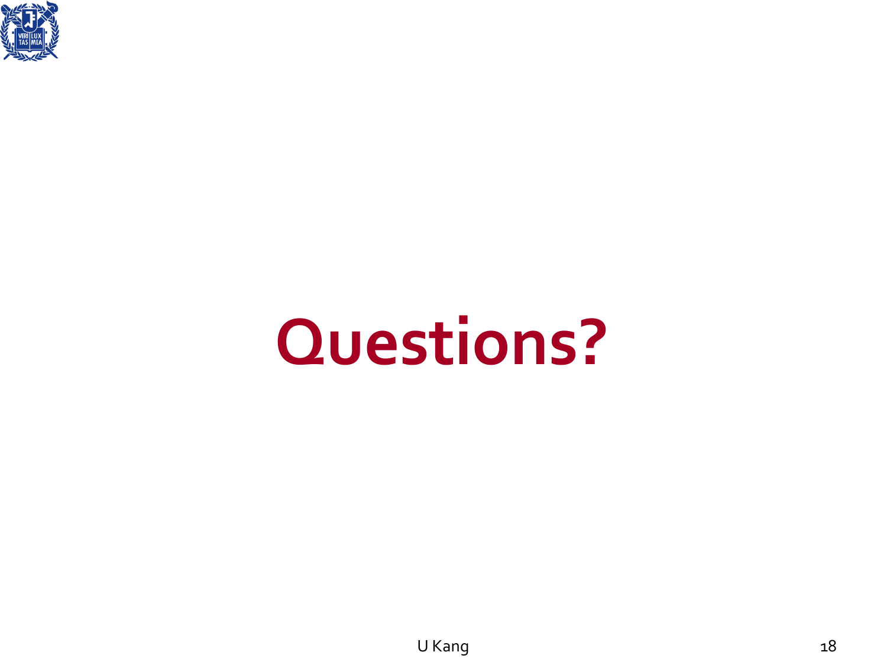# Questions?